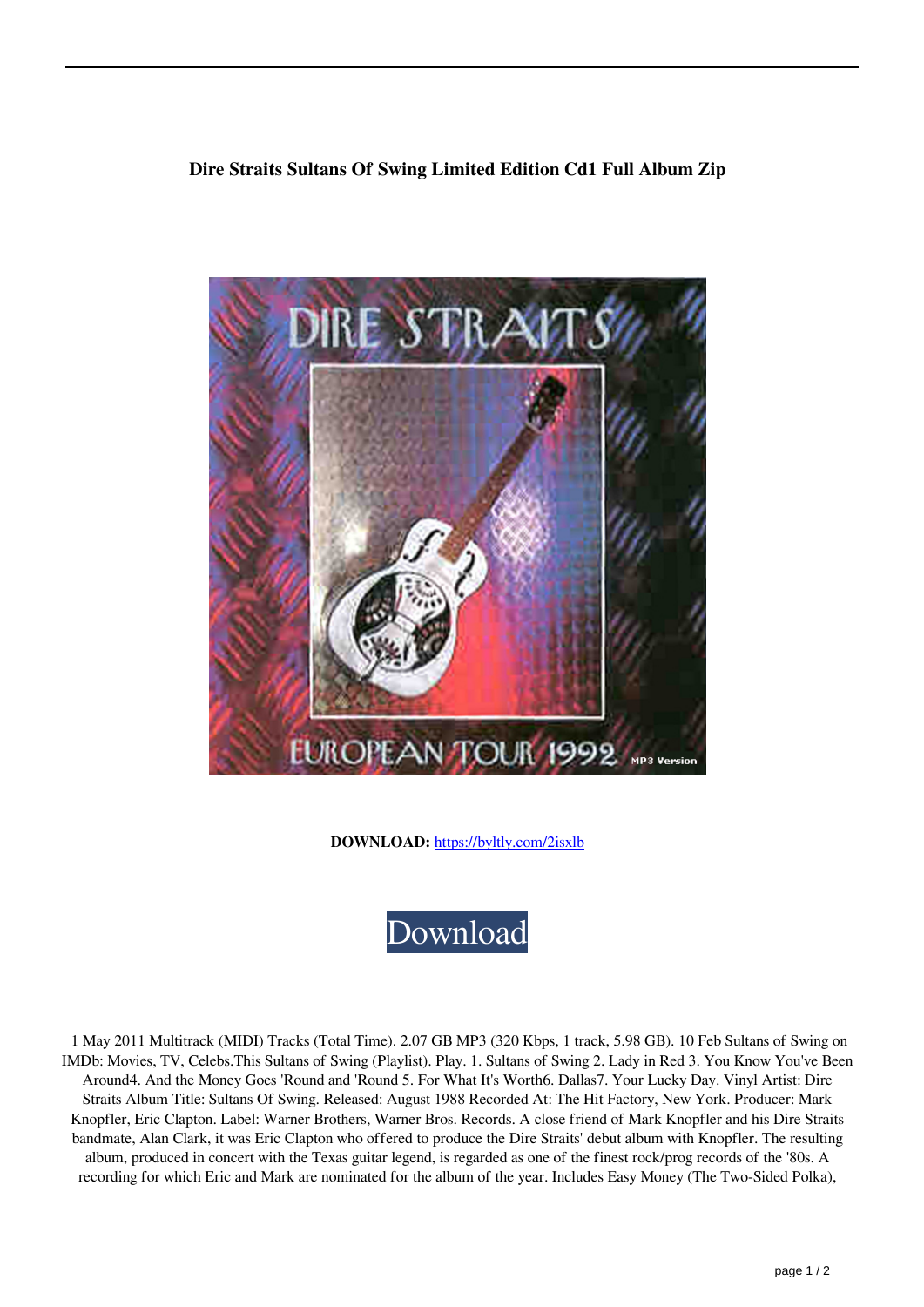# Dire Straits Sultans Of Swing Limited Edition Cd1 Full Album Zip

**DOWNLOAD:** https://byltly.com/2isxlb

Download

1 May 2011 Multitrack (MIDI) Tracks (Total Time). 2.07 GB MP3 (320 Kbps, 1 track, 5.98 GB). 10 Feb Sultans of Swing on IMDb: Movies, TV, Celebs.This Sultans of Swing (Playlist). Play. 1. Sultans of Swing 2. Lady in Red 3. You Know You've Been Around4. And the Money Goes 'Round and 'Round 5. For What It's Worth6. Dallas7. Your Lucky Day. Vinyl Artist: Dire Straits Album Title: Sultans Of Swing. Released: August 1988 Recorded At: The Hit Factory, New York. Producer: Mark Knopfler, Eric Clapton. Label: Warner Brothers, Warner Bros. Records. A close friend of Mark Knopfler and his Dire Straits bandmate, Alan Clark, it was Eric Clapton who offered to produce the Dire Straits' debut album with Knopfler. The resulting album, produced in concert with the Texas guitar legend, is regarded as one of the finest rock/prog records of the '80s. A recording for which Eric and Mark are nominated for the album of the year. Includes Easy Money (The Two-Sided Polka),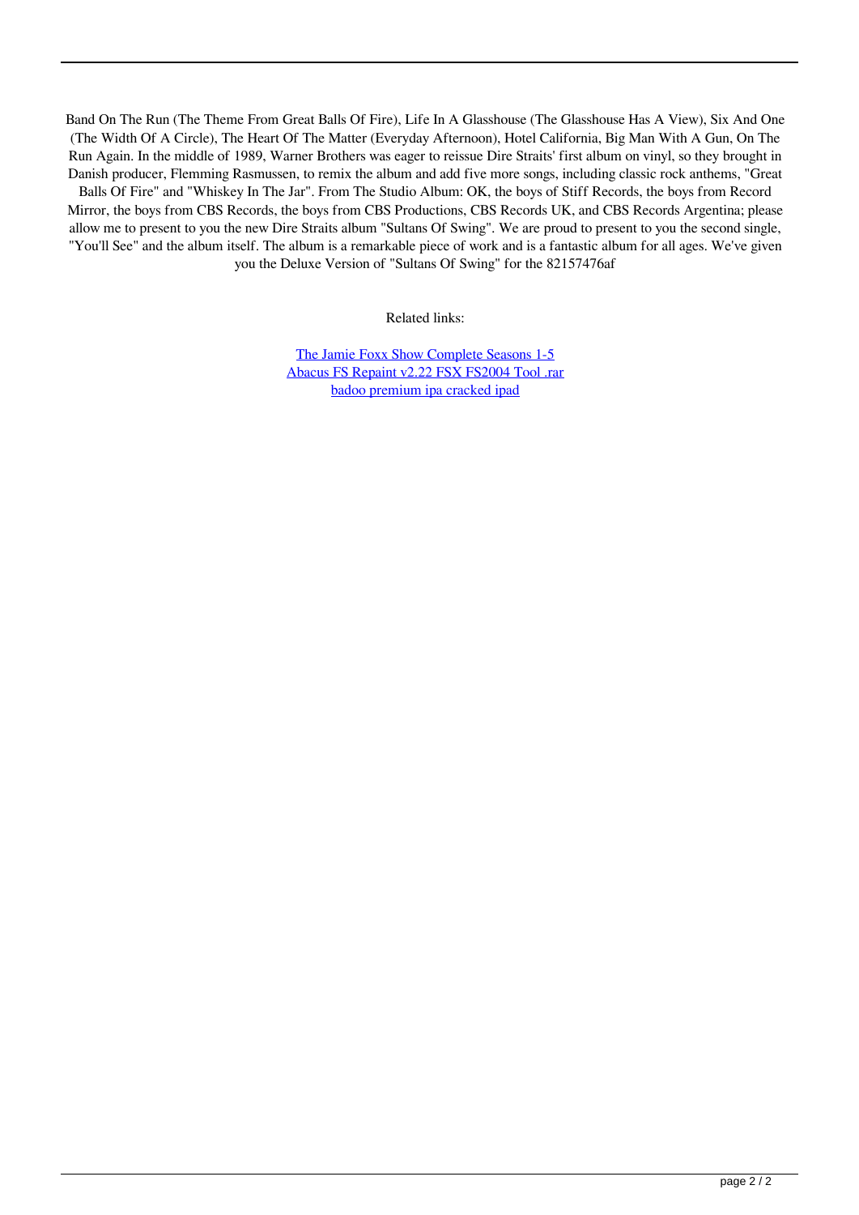Band On The Run (The Theme From Great Balls Of Fire), Life In A Glasshouse (The Glasshouse Has A View), Six And One (The Width Of A Circle), The Heart Of The Matter (Everyday Afternoon), Hotel California, Big Man With A Gun, On The Run Again. In the middle of 1989, Warner Brothers was eager to reissue Dire Straits' first album on vinyl, so they brought in Danish producer, Flemming Rasmussen, to remix the album and add five more songs, including classic rock anthems, "Great Balls Of Fire" and "Whiskey In The Jar". From The Studio Album: OK, the boys of Stiff Records, the boys from Record Mirror, the boys from CBS Records, the boys from CBS Productions, CBS Records UK, and CBS Records Argentina; please allow me to present to you the new Dire Straits album "Sultans Of Swing". We are proud to present to you the second single, "You'll See" and the album itself. The album is a remarkable piece of work and is a fantastic album for all ages. We've given you the Deluxe Version of "Sultans Of Swing" for the 82157476af

Related links:

The Jamie Foxx Show Complete Seasons 1-5
Abacus FS Repaint v2.22 FSX FS2004 Tool .rar
badoo premium ipa cracked ipad